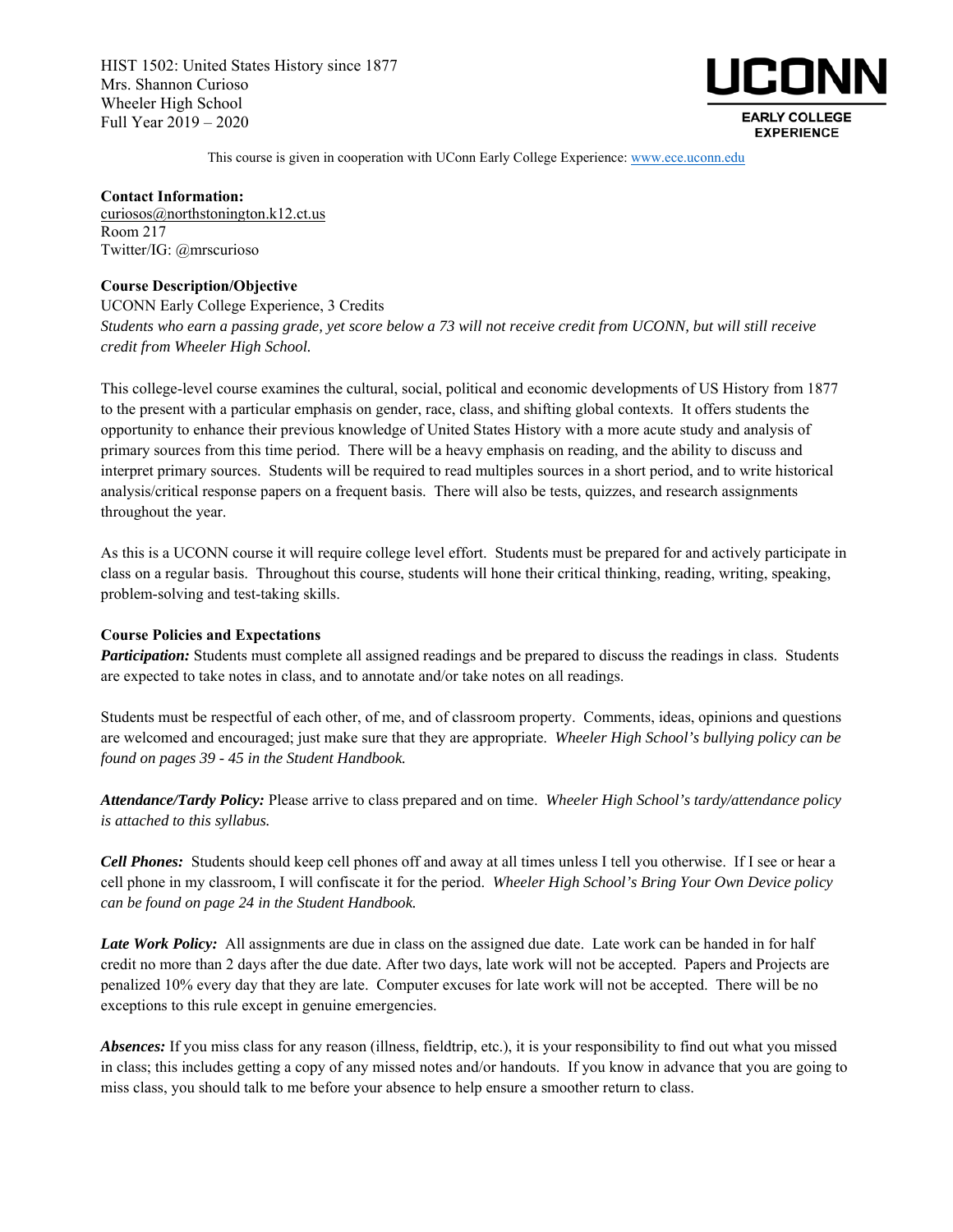HIST 1502: United States History since 1877
Mrs. Shannon Curioso
Wheeler High School
Full Year 2019 – 2020

UCONN EARLY COLLEGE EXPERIENCE

This course is given in cooperation with UConn Early College Experience: www.ece.uconn.edu

**Contact Information:**
curiosos@northstonington.k12.ct.us
Room 217
Twitter/IG: @mrscurioso

**Course Description/Objective**
UCONN Early College Experience, 3 Credits
*Students who earn a passing grade, yet score below a 73 will not receive credit from UCONN, but will still receive credit from Wheeler High School.*

This college-level course examines the cultural, social, political and economic developments of US History from 1877 to the present with a particular emphasis on gender, race, class, and shifting global contexts. It offers students the opportunity to enhance their previous knowledge of United States History with a more acute study and analysis of primary sources from this time period. There will be a heavy emphasis on reading, and the ability to discuss and interpret primary sources. Students will be required to read multiples sources in a short period, and to write historical analysis/critical response papers on a frequent basis. There will also be tests, quizzes, and research assignments throughout the year.

As this is a UCONN course it will require college level effort. Students must be prepared for and actively participate in class on a regular basis. Throughout this course, students will hone their critical thinking, reading, writing, speaking, problem-solving and test-taking skills.

**Course Policies and Expectations**
***Participation:*** Students must complete all assigned readings and be prepared to discuss the readings in class. Students are expected to take notes in class, and to annotate and/or take notes on all readings.

Students must be respectful of each other, of me, and of classroom property. Comments, ideas, opinions and questions are welcomed and encouraged; just make sure that they are appropriate. *Wheeler High School's bullying policy can be found on pages 39 - 45 in the Student Handbook.*

***Attendance/Tardy Policy:*** Please arrive to class prepared and on time. *Wheeler High School's tardy/attendance policy is attached to this syllabus.*

***Cell Phones:*** Students should keep cell phones off and away at all times unless I tell you otherwise. If I see or hear a cell phone in my classroom, I will confiscate it for the period. *Wheeler High School's Bring Your Own Device policy can be found on page 24 in the Student Handbook.*

***Late Work Policy:*** All assignments are due in class on the assigned due date. Late work can be handed in for half credit no more than 2 days after the due date. After two days, late work will not be accepted. Papers and Projects are penalized 10% every day that they are late. Computer excuses for late work will not be accepted. There will be no exceptions to this rule except in genuine emergencies.

***Absences:*** If you miss class for any reason (illness, fieldtrip, etc.), it is your responsibility to find out what you missed in class; this includes getting a copy of any missed notes and/or handouts. If you know in advance that you are going to miss class, you should talk to me before your absence to help ensure a smoother return to class.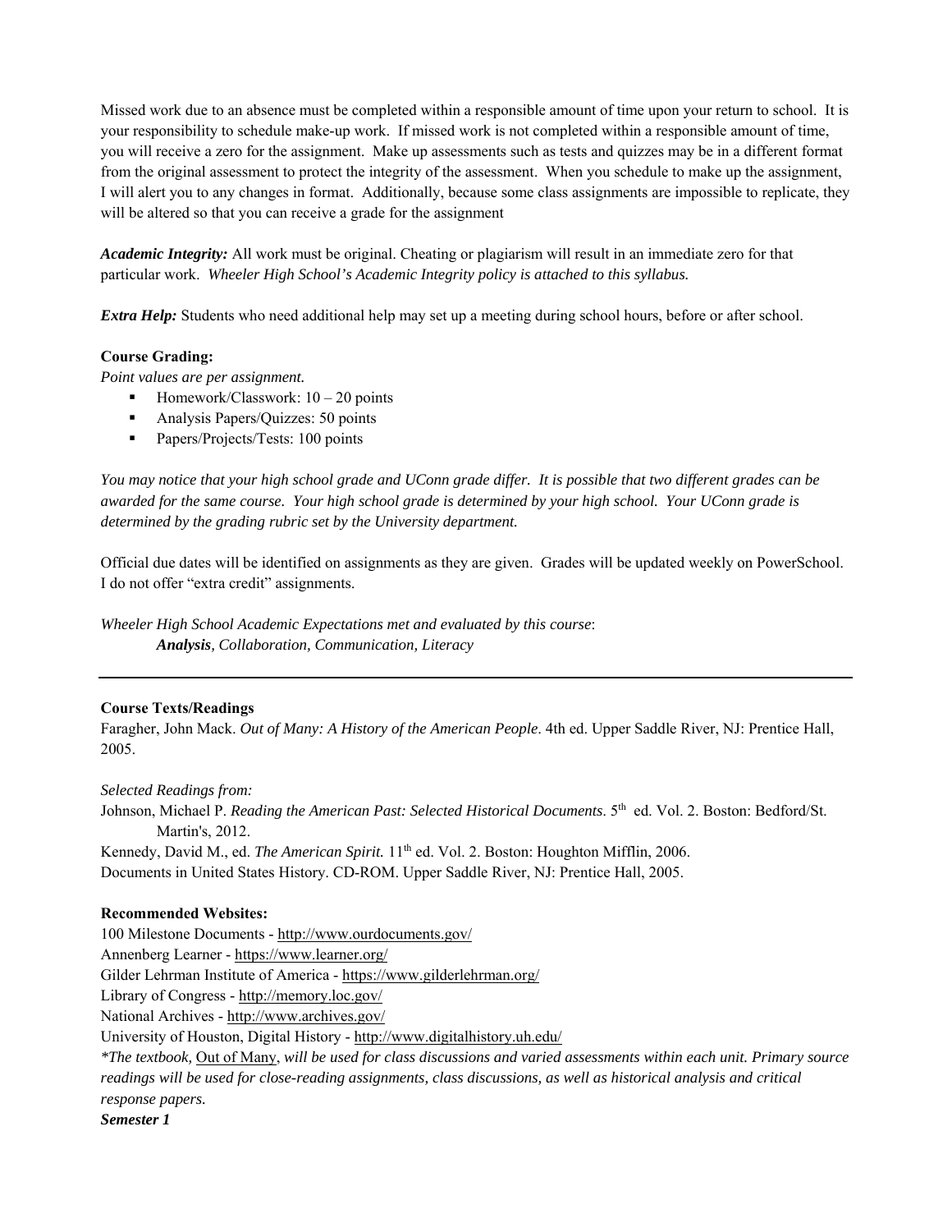Missed work due to an absence must be completed within a responsible amount of time upon your return to school. It is your responsibility to schedule make-up work. If missed work is not completed within a responsible amount of time, you will receive a zero for the assignment. Make up assessments such as tests and quizzes may be in a different format from the original assessment to protect the integrity of the assessment. When you schedule to make up the assignment, I will alert you to any changes in format. Additionally, because some class assignments are impossible to replicate, they will be altered so that you can receive a grade for the assignment

***Academic Integrity:*** All work must be original. Cheating or plagiarism will result in an immediate zero for that particular work. *Wheeler High School's Academic Integrity policy is attached to this syllabus.*

***Extra Help:*** Students who need additional help may set up a meeting during school hours, before or after school.

**Course Grading:**

*Point values are per assignment.*

- Homework/Classwork: 10 – 20 points
- Analysis Papers/Quizzes: 50 points
- Papers/Projects/Tests: 100 points

*You may notice that your high school grade and UConn grade differ. It is possible that two different grades can be awarded for the same course. Your high school grade is determined by your high school. Your UConn grade is determined by the grading rubric set by the University department.*

Official due dates will be identified on assignments as they are given. Grades will be updated weekly on PowerSchool. I do not offer "extra credit" assignments.

*Wheeler High School Academic Expectations met and evaluated by this course*:
*__Analysis__, Collaboration, Communication, Literacy*

---

**Course Texts/Readings**

Faragher, John Mack. *Out of Many: A History of the American People*. 4th ed. Upper Saddle River, NJ: Prentice Hall, 2005.

*Selected Readings from:*

Johnson, Michael P. *Reading the American Past: Selected Historical Documents*. 5th ed. Vol. 2. Boston: Bedford/St. Martin's, 2012.

Kennedy, David M., ed. *The American Spirit.* 11th ed. Vol. 2. Boston: Houghton Mifflin, 2006.

Documents in United States History. CD-ROM. Upper Saddle River, NJ: Prentice Hall, 2005.

**Recommended Websites:**

100 Milestone Documents - http://www.ourdocuments.gov/
Annenberg Learner - https://www.learner.org/
Gilder Lehrman Institute of America - https://www.gilderlehrman.org/
Library of Congress - http://memory.loc.gov/
National Archives - http://www.archives.gov/
University of Houston, Digital History - http://www.digitalhistory.uh.edu/

*\*The textbook, Out of Many, will be used for class discussions and varied assessments within each unit. Primary source readings will be used for close-reading assignments, class discussions, as well as historical analysis and critical response papers.*

***Semester 1***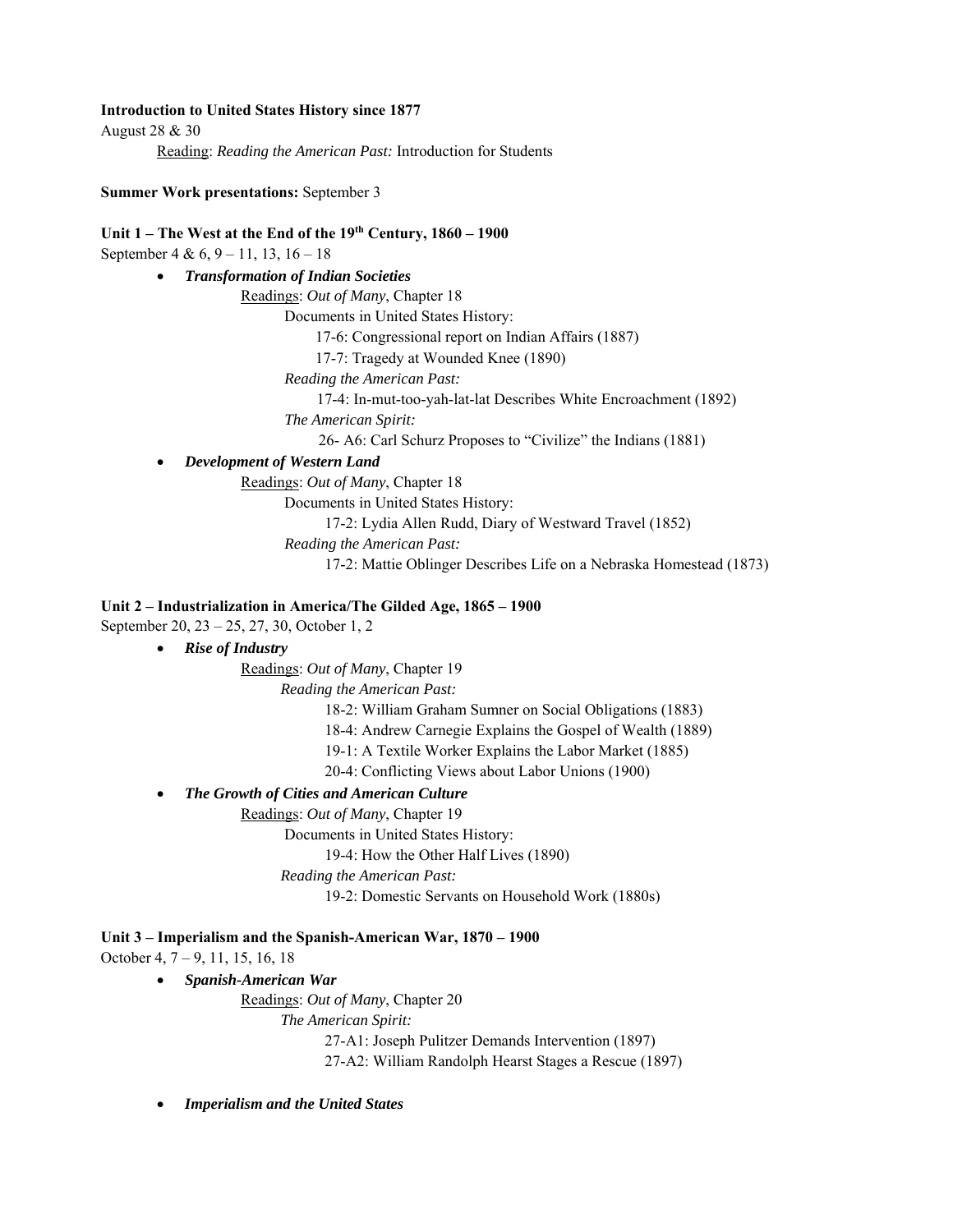**Introduction to United States History since 1877**

August 28 & 30

Reading: *Reading the American Past:* Introduction for Students

**Summer Work presentations:** September 3

**Unit 1 – The West at the End of the 19th Century, 1860 – 1900**

September 4 & 6, 9 – 11, 13, 16 – 18

- ***Transformation of Indian Societies***

  Readings: *Out of Many*, Chapter 18

  Documents in United States History:

  17-6: Congressional report on Indian Affairs (1887)

  17-7: Tragedy at Wounded Knee (1890)

  *Reading the American Past:*

  17-4: In-mut-too-yah-lat-lat Describes White Encroachment (1892)

  *The American Spirit:*

  26- A6: Carl Schurz Proposes to "Civilize" the Indians (1881)

- ***Development of Western Land***

  Readings: *Out of Many*, Chapter 18

  Documents in United States History:

  17-2: Lydia Allen Rudd, Diary of Westward Travel (1852)

  *Reading the American Past:*

  17-2: Mattie Oblinger Describes Life on a Nebraska Homestead (1873)

**Unit 2 – Industrialization in America/The Gilded Age, 1865 – 1900**

September 20, 23 – 25, 27, 30, October 1, 2

- ***Rise of Industry***

  Readings: *Out of Many*, Chapter 19

  *Reading the American Past:*

  18-2: William Graham Sumner on Social Obligations (1883)

  18-4: Andrew Carnegie Explains the Gospel of Wealth (1889)

  19-1: A Textile Worker Explains the Labor Market (1885)

  20-4: Conflicting Views about Labor Unions (1900)

- ***The Growth of Cities and American Culture***

  Readings: *Out of Many*, Chapter 19

  Documents in United States History:

  19-4: How the Other Half Lives (1890)

  *Reading the American Past:*

  19-2: Domestic Servants on Household Work (1880s)

**Unit 3 – Imperialism and the Spanish-American War, 1870 – 1900**

October 4, 7 – 9, 11, 15, 16, 18

- ***Spanish-American War***

  Readings: *Out of Many*, Chapter 20

  *The American Spirit:*

  27-A1: Joseph Pulitzer Demands Intervention (1897)

  27-A2: William Randolph Hearst Stages a Rescue (1897)

- ***Imperialism and the United States***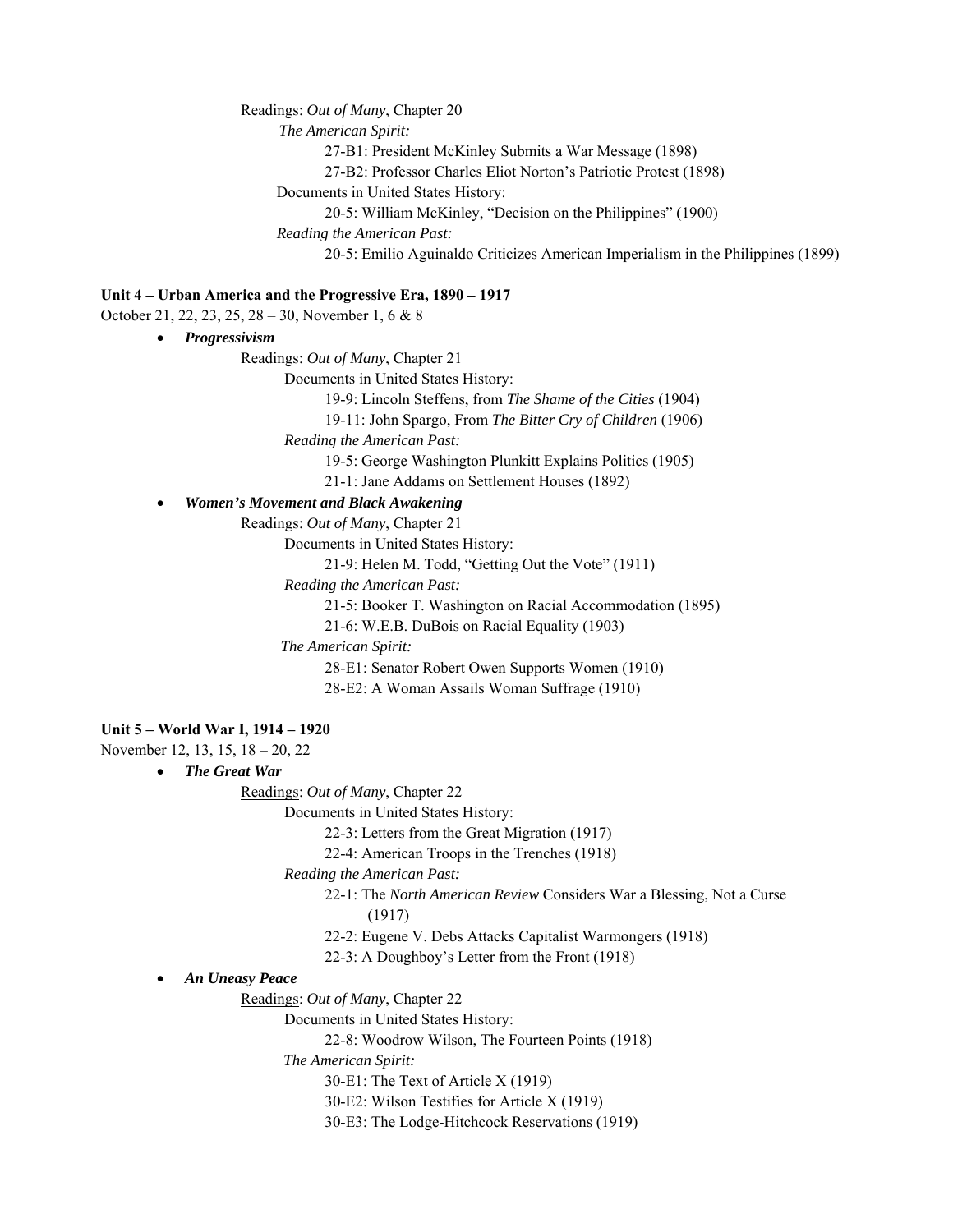Readings: *Out of Many*, Chapter 20

*The American Spirit:*

- 27-B1: President McKinley Submits a War Message (1898)
- 27-B2: Professor Charles Eliot Norton's Patriotic Protest (1898)

Documents in United States History:

- 20-5: William McKinley, "Decision on the Philippines" (1900)

*Reading the American Past:*

- 20-5: Emilio Aguinaldo Criticizes American Imperialism in the Philippines (1899)

**Unit 4 – Urban America and the Progressive Era, 1890 – 1917**

October 21, 22, 23, 25, 28 – 30, November 1, 6 & 8

- ***Progressivism***

  Readings: *Out of Many*, Chapter 21

  Documents in United States History:

  - 19-9: Lincoln Steffens, from *The Shame of the Cities* (1904)
  - 19-11: John Spargo, From *The Bitter Cry of Children* (1906)

  *Reading the American Past:*

  - 19-5: George Washington Plunkitt Explains Politics (1905)
  - 21-1: Jane Addams on Settlement Houses (1892)

- ***Women's Movement and Black Awakening***

  Readings: *Out of Many*, Chapter 21

  Documents in United States History:

  - 21-9: Helen M. Todd, "Getting Out the Vote" (1911)

  *Reading the American Past:*

  - 21-5: Booker T. Washington on Racial Accommodation (1895)
  - 21-6: W.E.B. DuBois on Racial Equality (1903)

  *The American Spirit:*

  - 28-E1: Senator Robert Owen Supports Women (1910)
  - 28-E2: A Woman Assails Woman Suffrage (1910)

**Unit 5 – World War I, 1914 – 1920**

November 12, 13, 15, 18 – 20, 22

- ***The Great War***

  Readings: *Out of Many*, Chapter 22

  Documents in United States History:

  - 22-3: Letters from the Great Migration (1917)
  - 22-4: American Troops in the Trenches (1918)

  *Reading the American Past:*

  - 22-1: The *North American Review* Considers War a Blessing, Not a Curse (1917)
  - 22-2: Eugene V. Debs Attacks Capitalist Warmongers (1918)
  - 22-3: A Doughboy's Letter from the Front (1918)

- ***An Uneasy Peace***

  Readings: *Out of Many*, Chapter 22

  Documents in United States History:

  - 22-8: Woodrow Wilson, The Fourteen Points (1918)

  *The American Spirit:*

  - 30-E1: The Text of Article X (1919)
  - 30-E2: Wilson Testifies for Article X (1919)
  - 30-E3: The Lodge-Hitchcock Reservations (1919)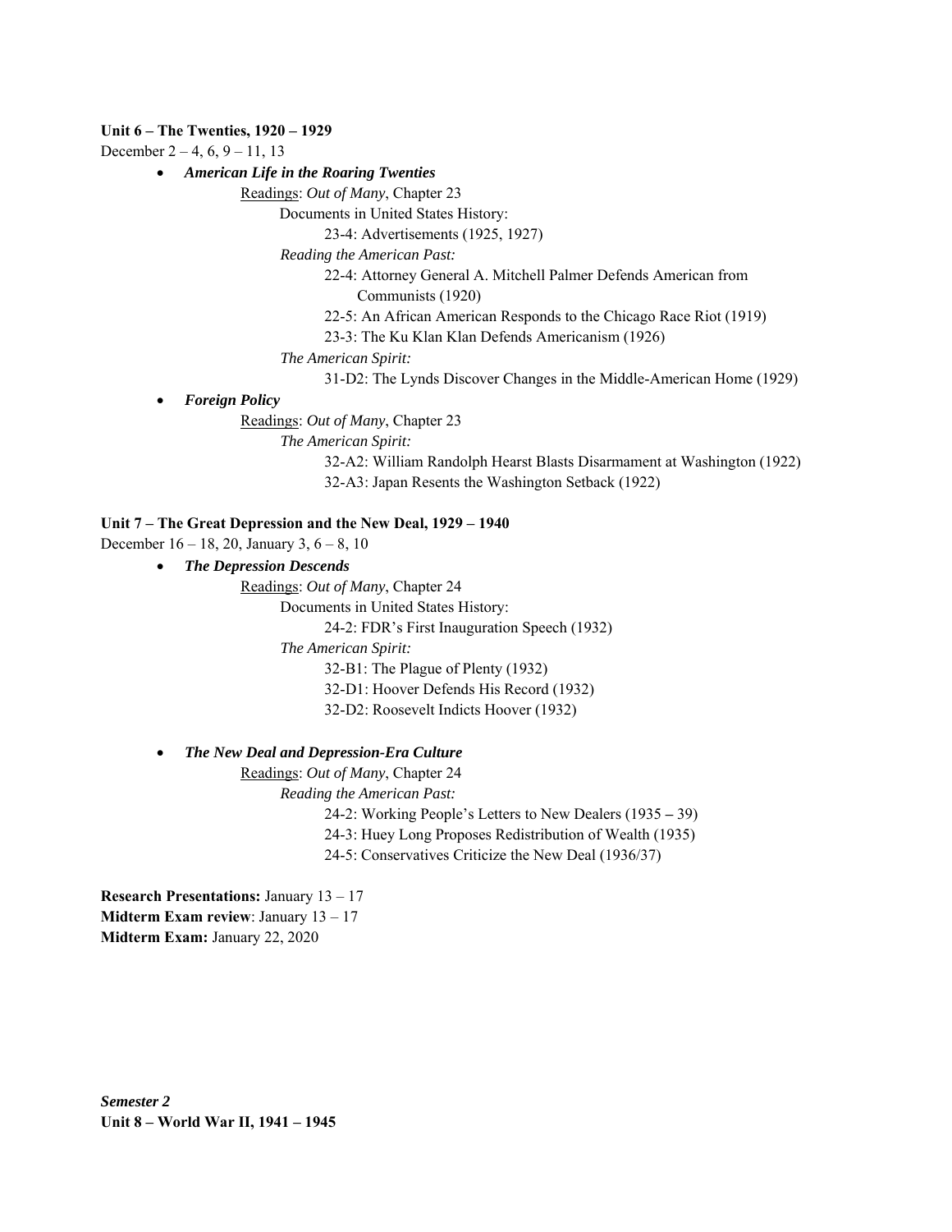**Unit 6 – The Twenties, 1920 – 1929**

December 2 – 4, 6, 9 – 11, 13

- ***American Life in the Roaring Twenties***

  Readings: *Out of Many*, Chapter 23

  Documents in United States History:

  23-4: Advertisements (1925, 1927)

  *Reading the American Past:*

  22-4: Attorney General A. Mitchell Palmer Defends American from Communists (1920)

  22-5: An African American Responds to the Chicago Race Riot (1919)

  23-3: The Ku Klan Klan Defends Americanism (1926)

  *The American Spirit:*

  31-D2: The Lynds Discover Changes in the Middle-American Home (1929)

- ***Foreign Policy***

  Readings: *Out of Many*, Chapter 23

  *The American Spirit:*

  32-A2: William Randolph Hearst Blasts Disarmament at Washington (1922)

  32-A3: Japan Resents the Washington Setback (1922)

**Unit 7 – The Great Depression and the New Deal, 1929 – 1940**

December 16 – 18, 20, January 3, 6 – 8, 10

- ***The Depression Descends***

  Readings: *Out of Many*, Chapter 24

  Documents in United States History:

  24-2: FDR's First Inauguration Speech (1932)

  *The American Spirit:*

  32-B1: The Plague of Plenty (1932)

  32-D1: Hoover Defends His Record (1932)

  32-D2: Roosevelt Indicts Hoover (1932)

- ***The New Deal and Depression-Era Culture***

  Readings: *Out of Many*, Chapter 24

  *Reading the American Past:*

  24-2: Working People's Letters to New Dealers (1935 – 39)

  24-3: Huey Long Proposes Redistribution of Wealth (1935)

  24-5: Conservatives Criticize the New Deal (1936/37)

**Research Presentations:** January 13 – 17

**Midterm Exam review**: January 13 – 17

**Midterm Exam:** January 22, 2020

***Semester 2***

**Unit 8 – World War II, 1941 – 1945**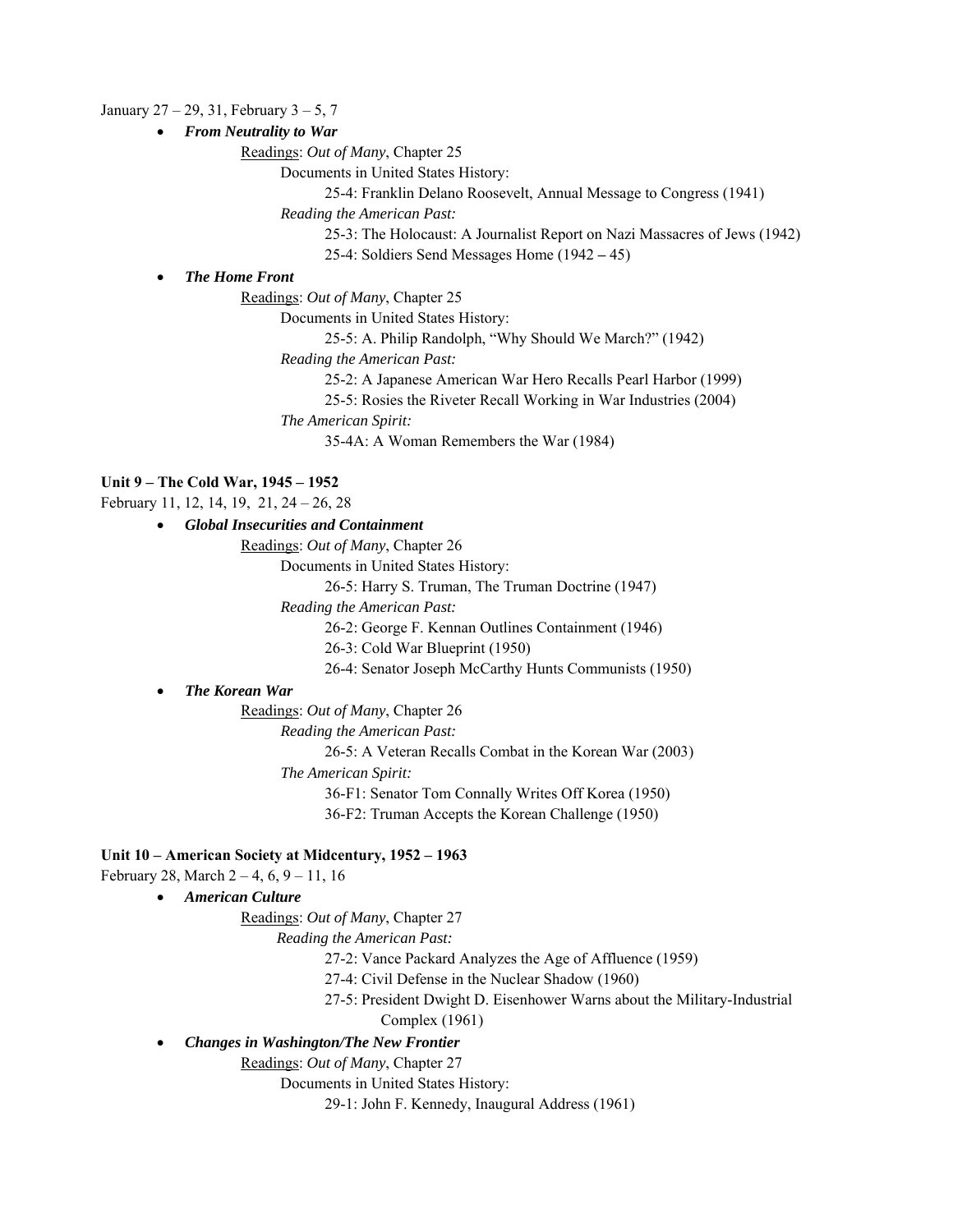January 27 – 29, 31, February 3 – 5, 7

- ***From Neutrality to War***

  Readings: *Out of Many*, Chapter 25

  Documents in United States History:

  25-4: Franklin Delano Roosevelt, Annual Message to Congress (1941)

  *Reading the American Past:*

  25-3: The Holocaust: A Journalist Report on Nazi Massacres of Jews (1942)

  25-4: Soldiers Send Messages Home (1942 – 45)

- ***The Home Front***

  Readings: *Out of Many*, Chapter 25

  Documents in United States History:

  25-5: A. Philip Randolph, "Why Should We March?" (1942)

  *Reading the American Past:*

  25-2: A Japanese American War Hero Recalls Pearl Harbor (1999)

  25-5: Rosies the Riveter Recall Working in War Industries (2004)

  *The American Spirit:*

  35-4A: A Woman Remembers the War (1984)

**Unit 9 – The Cold War, 1945 – 1952**

February 11, 12, 14, 19, 21, 24 – 26, 28

- ***Global Insecurities and Containment***

  Readings: *Out of Many*, Chapter 26

  Documents in United States History:

  26-5: Harry S. Truman, The Truman Doctrine (1947)

  *Reading the American Past:*

  26-2: George F. Kennan Outlines Containment (1946)

  26-3: Cold War Blueprint (1950)

  26-4: Senator Joseph McCarthy Hunts Communists (1950)

- ***The Korean War***

  Readings: *Out of Many*, Chapter 26

  *Reading the American Past:*

  26-5: A Veteran Recalls Combat in the Korean War (2003)

  *The American Spirit:*

  36-F1: Senator Tom Connally Writes Off Korea (1950)

  36-F2: Truman Accepts the Korean Challenge (1950)

**Unit 10 – American Society at Midcentury, 1952 – 1963**

February 28, March 2 – 4, 6, 9 – 11, 16

- ***American Culture***

  Readings: *Out of Many*, Chapter 27

  *Reading the American Past:*

  27-2: Vance Packard Analyzes the Age of Affluence (1959)

  27-4: Civil Defense in the Nuclear Shadow (1960)

  27-5: President Dwight D. Eisenhower Warns about the Military-Industrial Complex (1961)

- ***Changes in Washington/The New Frontier***

  Readings: *Out of Many*, Chapter 27

  Documents in United States History:

  29-1: John F. Kennedy, Inaugural Address (1961)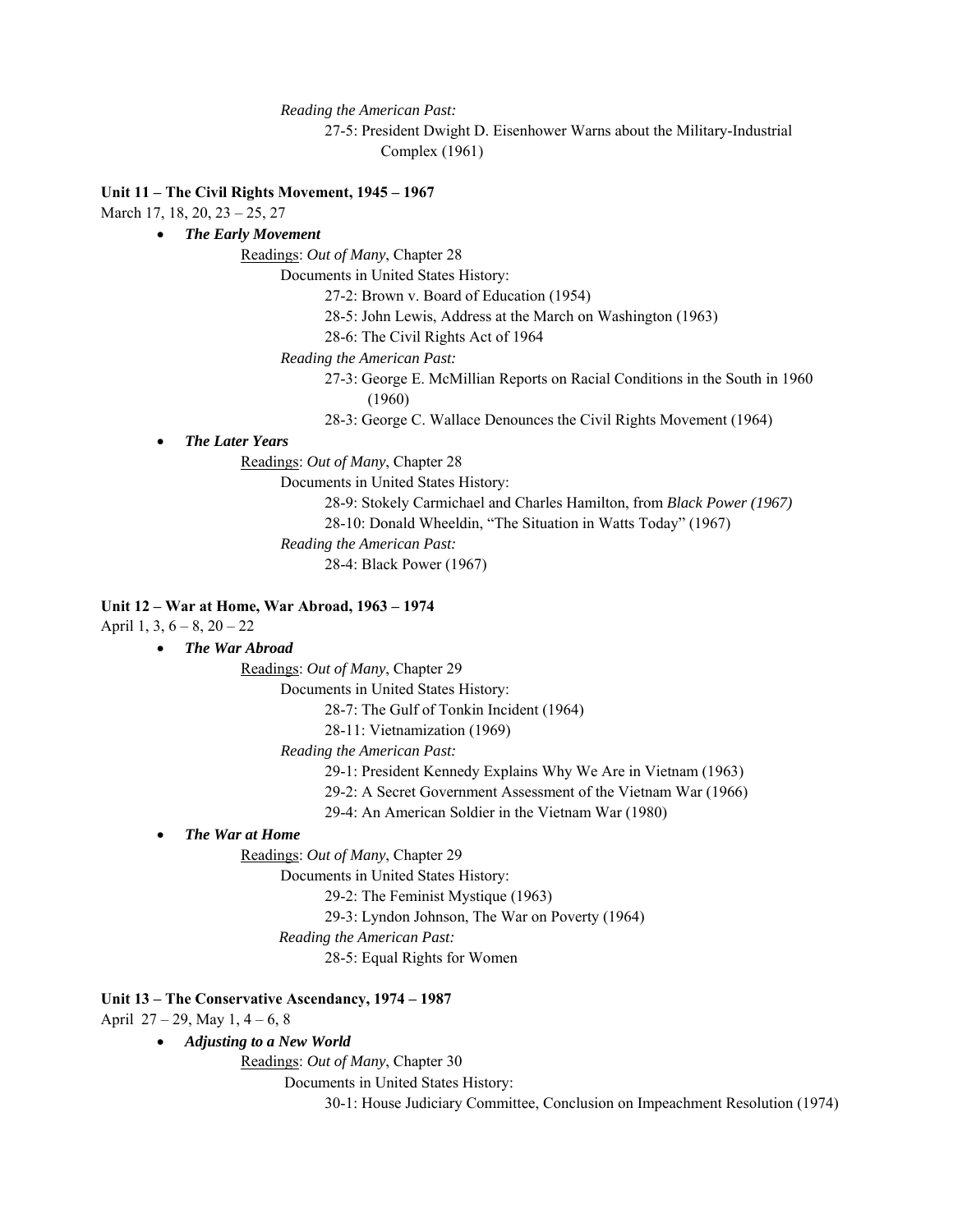*Reading the American Past:*

27-5: President Dwight D. Eisenhower Warns about the Military-Industrial Complex (1961)

**Unit 11 – The Civil Rights Movement, 1945 – 1967**

March 17, 18, 20, 23 – 25, 27

- ***The Early Movement***

  Readings: *Out of Many*, Chapter 28

  Documents in United States History:

  27-2: Brown v. Board of Education (1954)

  28-5: John Lewis, Address at the March on Washington (1963)

  28-6: The Civil Rights Act of 1964

  *Reading the American Past:*

  27-3: George E. McMillian Reports on Racial Conditions in the South in 1960 (1960)

  28-3: George C. Wallace Denounces the Civil Rights Movement (1964)

- ***The Later Years***

  Readings: *Out of Many*, Chapter 28

  Documents in United States History:

  28-9: Stokely Carmichael and Charles Hamilton, from *Black Power (1967)*

  28-10: Donald Wheeldin, "The Situation in Watts Today" (1967)

  *Reading the American Past:*

  28-4: Black Power (1967)

**Unit 12 – War at Home, War Abroad, 1963 – 1974**

April 1, 3, 6 – 8, 20 – 22

- ***The War Abroad***

  Readings: *Out of Many*, Chapter 29

  Documents in United States History:

  28-7: The Gulf of Tonkin Incident (1964)

  28-11: Vietnamization (1969)

  *Reading the American Past:*

  29-1: President Kennedy Explains Why We Are in Vietnam (1963)

  29-2: A Secret Government Assessment of the Vietnam War (1966)

  29-4: An American Soldier in the Vietnam War (1980)

- ***The War at Home***

  Readings: *Out of Many*, Chapter 29

  Documents in United States History:

  29-2: The Feminist Mystique (1963)

  29-3: Lyndon Johnson, The War on Poverty (1964)

  *Reading the American Past:*

  28-5: Equal Rights for Women

**Unit 13 – The Conservative Ascendancy, 1974 – 1987**

April 27 – 29, May 1, 4 – 6, 8

- ***Adjusting to a New World***

  Readings: *Out of Many*, Chapter 30

  Documents in United States History:

  30-1: House Judiciary Committee, Conclusion on Impeachment Resolution (1974)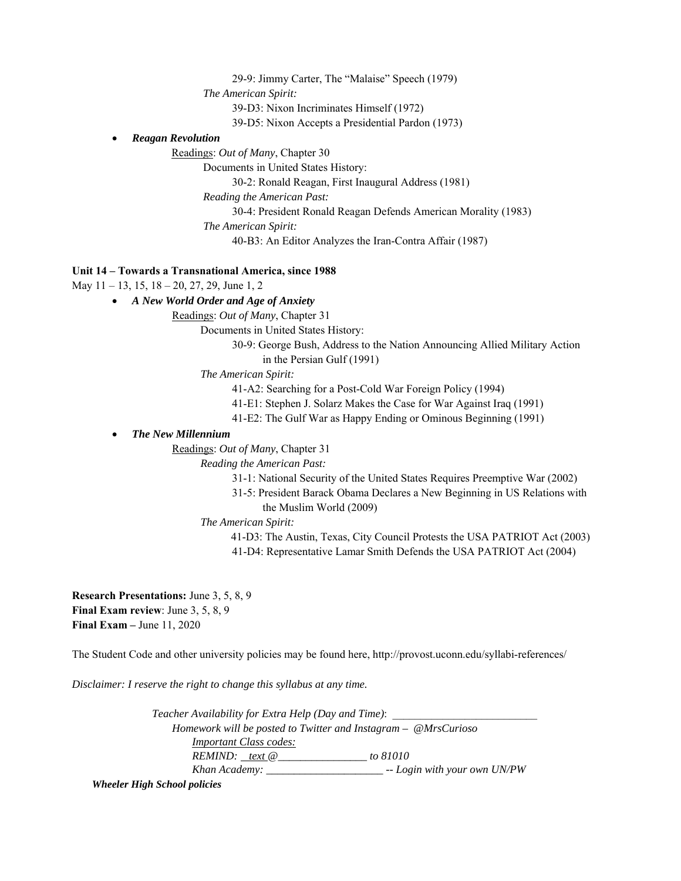29-9: Jimmy Carter, The "Malaise" Speech (1979)

*The American Spirit:*

39-D3: Nixon Incriminates Himself (1972)

39-D5: Nixon Accepts a Presidential Pardon (1973)

- ***Reagan Revolution***

  Readings: *Out of Many*, Chapter 30

  Documents in United States History:

  30-2: Ronald Reagan, First Inaugural Address (1981)

  *Reading the American Past:*

  30-4: President Ronald Reagan Defends American Morality (1983)

  *The American Spirit:*

  40-B3: An Editor Analyzes the Iran-Contra Affair (1987)

**Unit 14 – Towards a Transnational America, since 1988**

May 11 – 13, 15, 18 – 20, 27, 29, June 1, 2

- ***A New World Order and Age of Anxiety***

  Readings: *Out of Many*, Chapter 31

  Documents in United States History:

  30-9: George Bush, Address to the Nation Announcing Allied Military Action in the Persian Gulf (1991)

  *The American Spirit:*

  41-A2: Searching for a Post-Cold War Foreign Policy (1994)

  41-E1: Stephen J. Solarz Makes the Case for War Against Iraq (1991)

  41-E2: The Gulf War as Happy Ending or Ominous Beginning (1991)

- ***The New Millennium***

  Readings: *Out of Many*, Chapter 31

  *Reading the American Past:*

  31-1: National Security of the United States Requires Preemptive War (2002)

  31-5: President Barack Obama Declares a New Beginning in US Relations with the Muslim World (2009)

  *The American Spirit:*

  41-D3: The Austin, Texas, City Council Protests the USA PATRIOT Act (2003)

  41-D4: Representative Lamar Smith Defends the USA PATRIOT Act (2004)

**Research Presentations:** June 3, 5, 8, 9

**Final Exam review**: June 3, 5, 8, 9

**Final Exam –** June 11, 2020

The Student Code and other university policies may be found here, http://provost.uconn.edu/syllabi-references/

*Disclaimer: I reserve the right to change this syllabus at any time.*

*Teacher Availability for Extra Help (Day and Time)*: __________________________

*Homework will be posted to Twitter and Instagram – @MrsCurioso*

*Important Class codes:*

*REMIND: text @________________ to 81010*

*Khan Academy: _____________________ -- Login with your own UN/PW*

***Wheeler High School policies***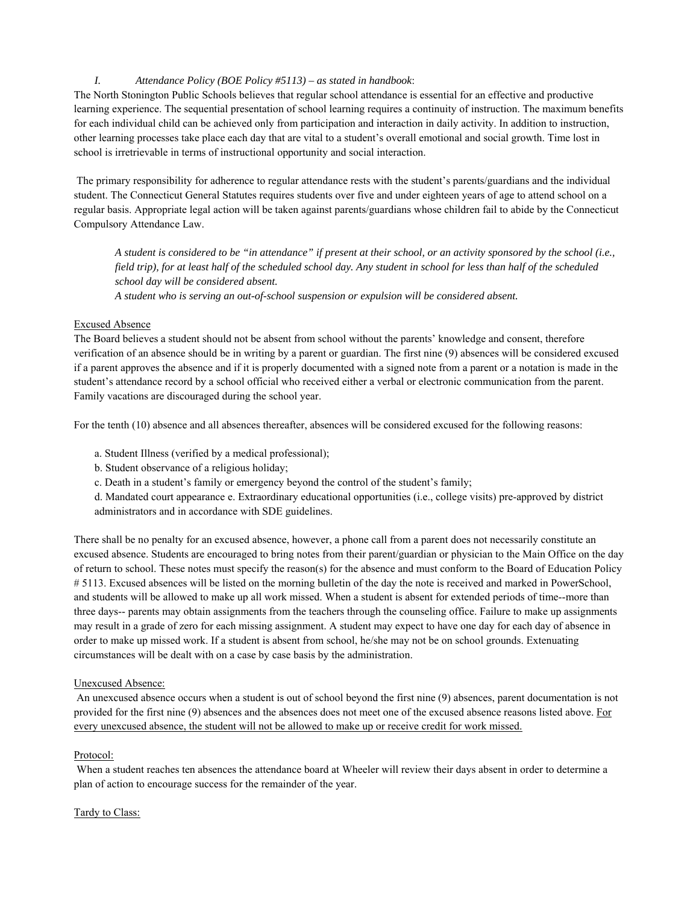### I. *Attendance Policy (BOE Policy #5113) – as stated in handbook*:

The North Stonington Public Schools believes that regular school attendance is essential for an effective and productive learning experience. The sequential presentation of school learning requires a continuity of instruction. The maximum benefits for each individual child can be achieved only from participation and interaction in daily activity. In addition to instruction, other learning processes take place each day that are vital to a student's overall emotional and social growth. Time lost in school is irretrievable in terms of instructional opportunity and social interaction.

The primary responsibility for adherence to regular attendance rests with the student's parents/guardians and the individual student. The Connecticut General Statutes requires students over five and under eighteen years of age to attend school on a regular basis. Appropriate legal action will be taken against parents/guardians whose children fail to abide by the Connecticut Compulsory Attendance Law.

> *A student is considered to be "in attendance" if present at their school, or an activity sponsored by the school (i.e., field trip), for at least half of the scheduled school day. Any student in school for less than half of the scheduled school day will be considered absent.*
> *A student who is serving an out-of-school suspension or expulsion will be considered absent.*

<u>Excused Absence</u>

The Board believes a student should not be absent from school without the parents' knowledge and consent, therefore verification of an absence should be in writing by a parent or guardian. The first nine (9) absences will be considered excused if a parent approves the absence and if it is properly documented with a signed note from a parent or a notation is made in the student's attendance record by a school official who received either a verbal or electronic communication from the parent. Family vacations are discouraged during the school year.

For the tenth (10) absence and all absences thereafter, absences will be considered excused for the following reasons:

a. Student Illness (verified by a medical professional);
b. Student observance of a religious holiday;
c. Death in a student's family or emergency beyond the control of the student's family;
d. Mandated court appearance e. Extraordinary educational opportunities (i.e., college visits) pre-approved by district administrators and in accordance with SDE guidelines.

There shall be no penalty for an excused absence, however, a phone call from a parent does not necessarily constitute an excused absence. Students are encouraged to bring notes from their parent/guardian or physician to the Main Office on the day of return to school. These notes must specify the reason(s) for the absence and must conform to the Board of Education Policy # 5113. Excused absences will be listed on the morning bulletin of the day the note is received and marked in PowerSchool, and students will be allowed to make up all work missed. When a student is absent for extended periods of time--more than three days-- parents may obtain assignments from the teachers through the counseling office. Failure to make up assignments may result in a grade of zero for each missing assignment. A student may expect to have one day for each day of absence in order to make up missed work. If a student is absent from school, he/she may not be on school grounds. Extenuating circumstances will be dealt with on a case by case basis by the administration.

<u>Unexcused Absence:</u>

An unexcused absence occurs when a student is out of school beyond the first nine (9) absences, parent documentation is not provided for the first nine (9) absences and the absences does not meet one of the excused absence reasons listed above. <u>For every unexcused absence, the student will not be allowed to make up or receive credit for work missed.</u>

<u>Protocol:</u>

When a student reaches ten absences the attendance board at Wheeler will review their days absent in order to determine a plan of action to encourage success for the remainder of the year.

<u>Tardy to Class:</u>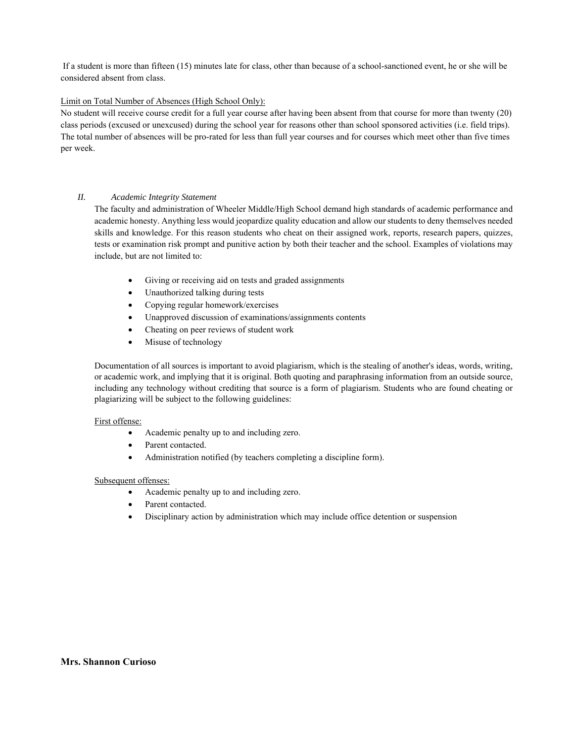If a student is more than fifteen (15) minutes late for class, other than because of a school-sanctioned event, he or she will be considered absent from class.

Limit on Total Number of Absences (High School Only):

No student will receive course credit for a full year course after having been absent from that course for more than twenty (20) class periods (excused or unexcused) during the school year for reasons other than school sponsored activities (i.e. field trips). The total number of absences will be pro-rated for less than full year courses and for courses which meet other than five times per week.

## II. *Academic Integrity Statement*

The faculty and administration of Wheeler Middle/High School demand high standards of academic performance and academic honesty. Anything less would jeopardize quality education and allow our students to deny themselves needed skills and knowledge. For this reason students who cheat on their assigned work, reports, research papers, quizzes, tests or examination risk prompt and punitive action by both their teacher and the school. Examples of violations may include, but are not limited to:

- Giving or receiving aid on tests and graded assignments
- Unauthorized talking during tests
- Copying regular homework/exercises
- Unapproved discussion of examinations/assignments contents
- Cheating on peer reviews of student work
- Misuse of technology

Documentation of all sources is important to avoid plagiarism, which is the stealing of another's ideas, words, writing, or academic work, and implying that it is original. Both quoting and paraphrasing information from an outside source, including any technology without crediting that source is a form of plagiarism. Students who are found cheating or plagiarizing will be subject to the following guidelines:

First offense:

- Academic penalty up to and including zero.
- Parent contacted.
- Administration notified (by teachers completing a discipline form).

Subsequent offenses:

- Academic penalty up to and including zero.
- Parent contacted.
- Disciplinary action by administration which may include office detention or suspension

**Mrs. Shannon Curioso**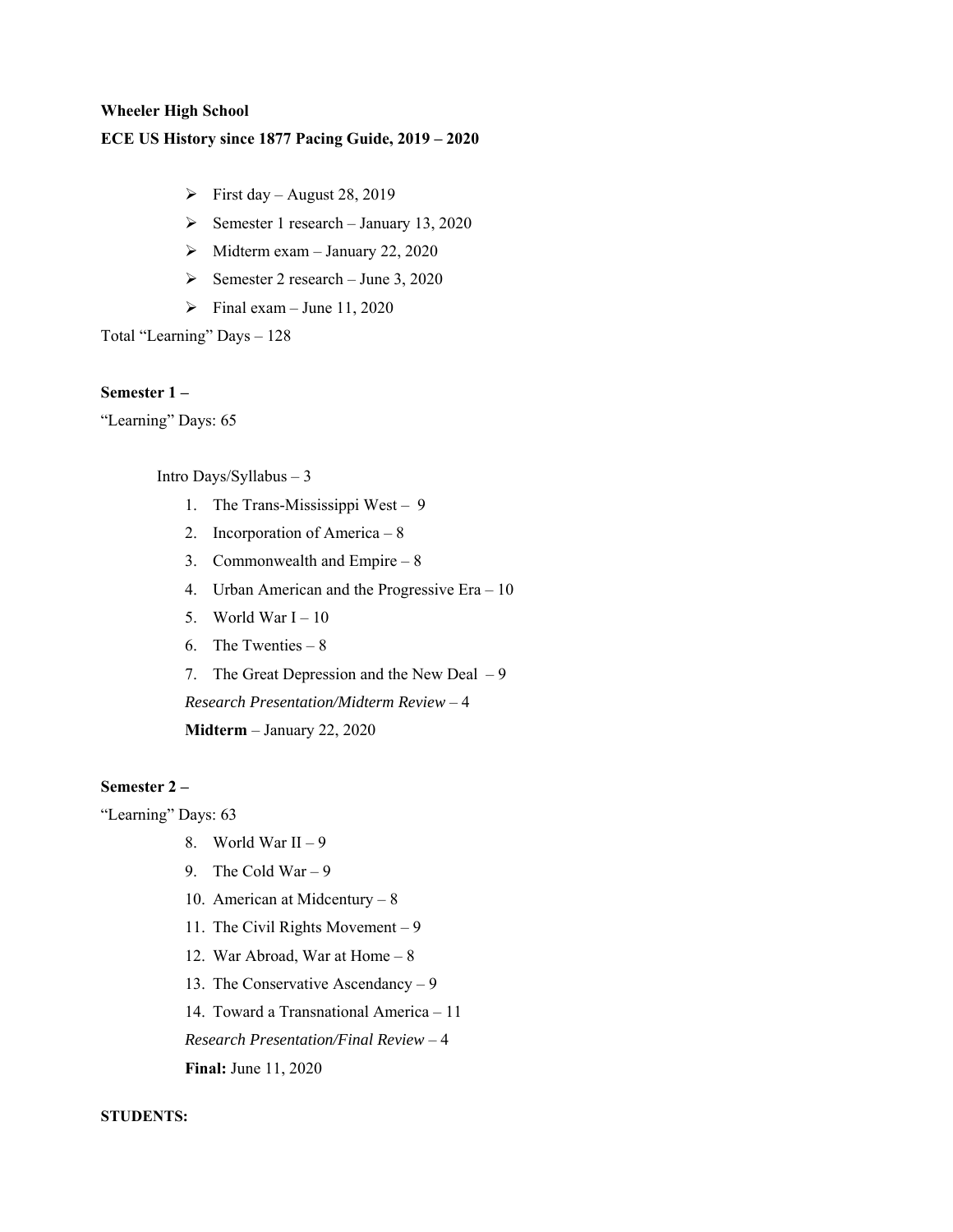**Wheeler High School**

**ECE US History since 1877 Pacing Guide, 2019 – 2020**

- First day – August 28, 2019
- Semester 1 research – January 13, 2020
- Midterm exam – January 22, 2020
- Semester 2 research – June 3, 2020
- Final exam – June 11, 2020

Total "Learning" Days – 128

**Semester 1 –**

"Learning" Days: 65

Intro Days/Syllabus – 3

1. The Trans-Mississippi West – 9
2. Incorporation of America – 8
3. Commonwealth and Empire – 8
4. Urban American and the Progressive Era – 10
5. World War I – 10
6. The Twenties – 8
7. The Great Depression and the New Deal – 9

*Research Presentation/Midterm Review* – 4

**Midterm** – January 22, 2020

**Semester 2 –**

"Learning" Days: 63

8. World War II – 9
9. The Cold War – 9
10. American at Midcentury – 8
11. The Civil Rights Movement – 9
12. War Abroad, War at Home – 8
13. The Conservative Ascendancy – 9
14. Toward a Transnational America – 11

*Research Presentation/Final Review* – 4

**Final:** June 11, 2020

**STUDENTS:**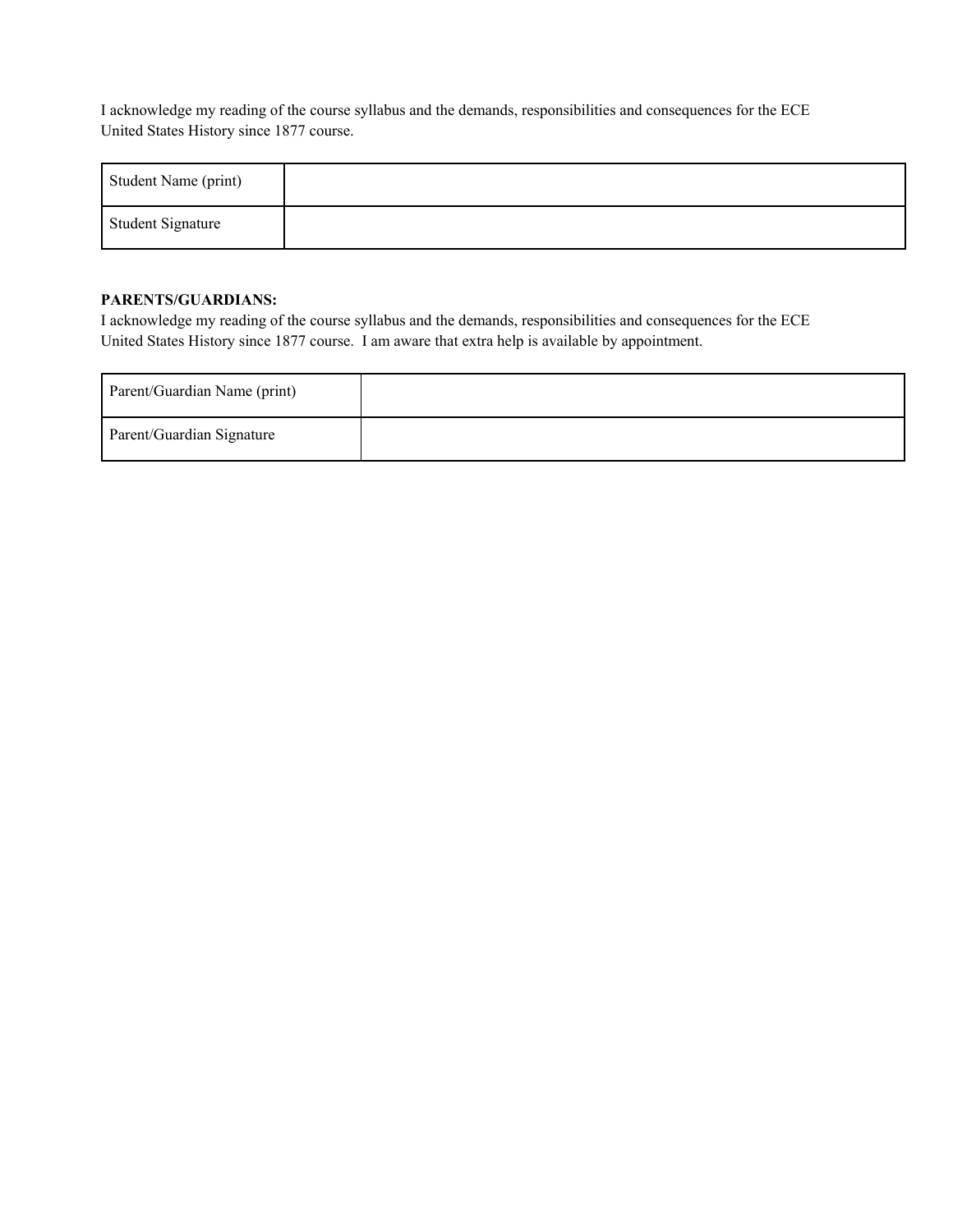I acknowledge my reading of the course syllabus and the demands, responsibilities and consequences for the ECE United States History since 1877 course.

| | |
|---|---|
| Student Name (print) | |
| Student Signature | |

**PARENTS/GUARDIANS:**
I acknowledge my reading of the course syllabus and the demands, responsibilities and consequences for the ECE United States History since 1877 course. I am aware that extra help is available by appointment.

| | |
|---|---|
| Parent/Guardian Name (print) | |
| Parent/Guardian Signature | |